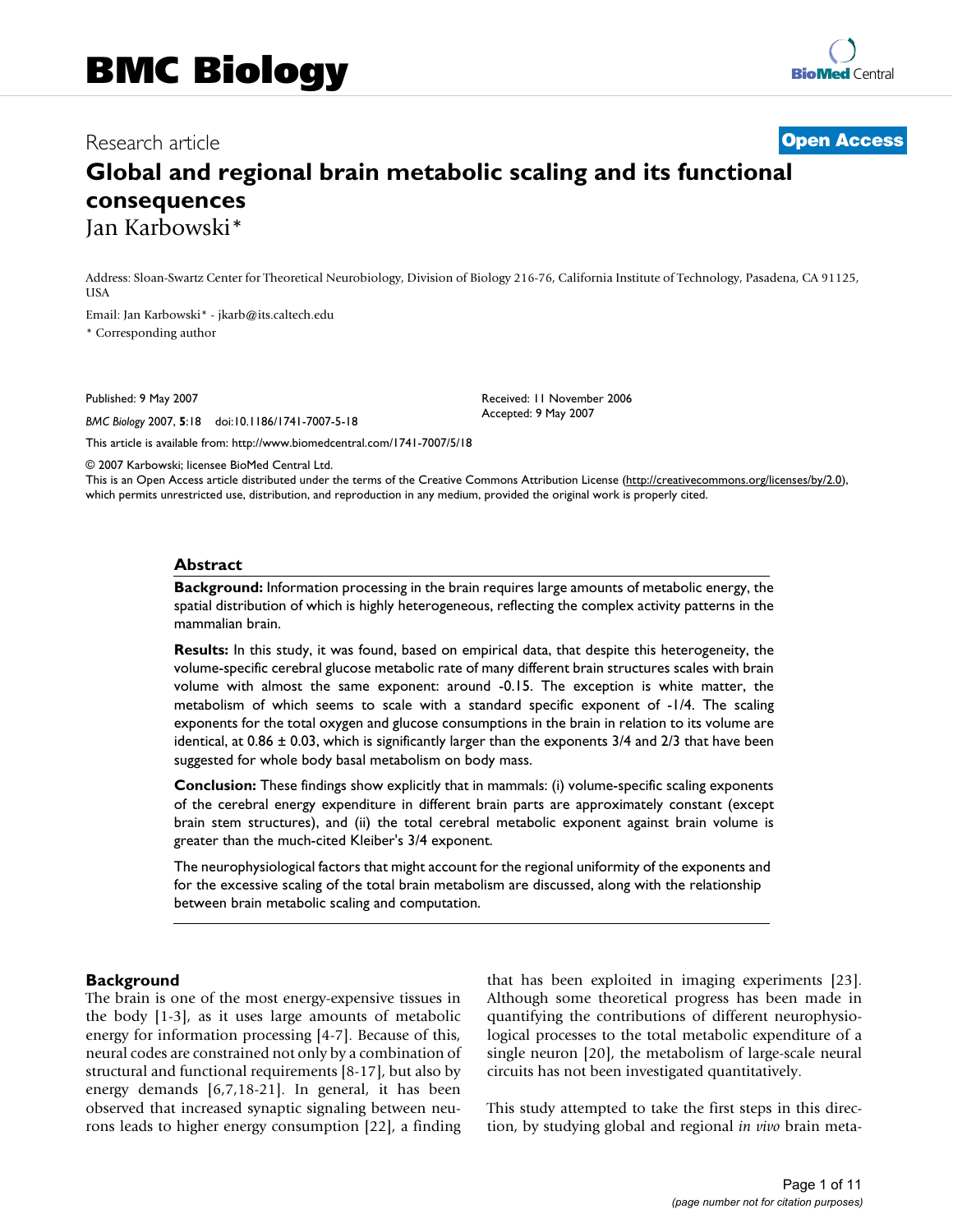Research article

**Open Access**

# Global and regional brain metabolic scaling and its functional consequences

Jan Karbowski*

Address: Sloan-Swartz Center for Theoretical Neurobiology, Division of Biology 216-76, California Institute of Technology, Pasadena, CA 91125, USA

Email: Jan Karbowski* - jkarb@its.caltech.edu

\* Corresponding author

Published: 9 May 2007

*BMC Biology* 2007, **5**:18 doi:10.1186/1741-7007-5-18

Received: 11 November 2006
Accepted: 9 May 2007

This article is available from: http://www.biomedcentral.com/1741-7007/5/18

© 2007 Karbowski; licensee BioMed Central Ltd.
This is an Open Access article distributed under the terms of the Creative Commons Attribution License (http://creativecommons.org/licenses/by/2.0), which permits unrestricted use, distribution, and reproduction in any medium, provided the original work is properly cited.

## Abstract

**Background:** Information processing in the brain requires large amounts of metabolic energy, the spatial distribution of which is highly heterogeneous, reflecting the complex activity patterns in the mammalian brain.

**Results:** In this study, it was found, based on empirical data, that despite this heterogeneity, the volume-specific cerebral glucose metabolic rate of many different brain structures scales with brain volume with almost the same exponent: around -0.15. The exception is white matter, the metabolism of which seems to scale with a standard specific exponent of -1/4. The scaling exponents for the total oxygen and glucose consumptions in the brain in relation to its volume are identical, at 0.86 ± 0.03, which is significantly larger than the exponents 3/4 and 2/3 that have been suggested for whole body basal metabolism on body mass.

**Conclusion:** These findings show explicitly that in mammals: (i) volume-specific scaling exponents of the cerebral energy expenditure in different brain parts are approximately constant (except brain stem structures), and (ii) the total cerebral metabolic exponent against brain volume is greater than the much-cited Kleiber's 3/4 exponent.

The neurophysiological factors that might account for the regional uniformity of the exponents and for the excessive scaling of the total brain metabolism are discussed, along with the relationship between brain metabolic scaling and computation.

## Background

The brain is one of the most energy-expensive tissues in the body [1-3], as it uses large amounts of metabolic energy for information processing [4-7]. Because of this, neural codes are constrained not only by a combination of structural and functional requirements [8-17], but also by energy demands [6,7,18-21]. In general, it has been observed that increased synaptic signaling between neurons leads to higher energy consumption [22], a finding that has been exploited in imaging experiments [23]. Although some theoretical progress has been made in quantifying the contributions of different neurophysiological processes to the total metabolic expenditure of a single neuron [20], the metabolism of large-scale neural circuits has not been investigated quantitatively.

This study attempted to take the first steps in this direction, by studying global and regional *in vivo* brain meta-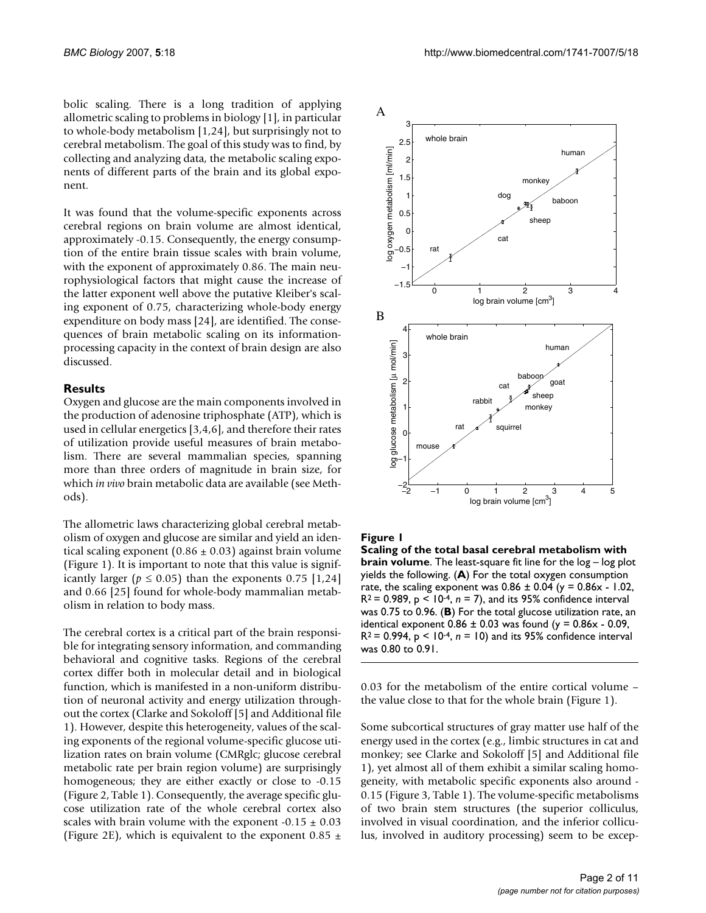bolic scaling. There is a long tradition of applying allometric scaling to problems in biology [1], in particular to whole-body metabolism [1,24], but surprisingly not to cerebral metabolism. The goal of this study was to find, by collecting and analyzing data, the metabolic scaling exponents of different parts of the brain and its global exponent.

It was found that the volume-specific exponents across cerebral regions on brain volume are almost identical, approximately -0.15. Consequently, the energy consumption of the entire brain tissue scales with brain volume, with the exponent of approximately 0.86. The main neurophysiological factors that might cause the increase of the latter exponent well above the putative Kleiber's scaling exponent of 0.75, characterizing whole-body energy expenditure on body mass [24], are identified. The consequences of brain metabolic scaling on its information-processing capacity in the context of brain design are also discussed.

## Results

Oxygen and glucose are the main components involved in the production of adenosine triphosphate (ATP), which is used in cellular energetics [3,4,6], and therefore their rates of utilization provide useful measures of brain metabolism. There are several mammalian species, spanning more than three orders of magnitude in brain size, for which *in vivo* brain metabolic data are available (see Methods).

The allometric laws characterizing global cerebral metabolism of oxygen and glucose are similar and yield an identical scaling exponent ($0.86 \pm 0.03$) against brain volume (Figure 1). It is important to note that this value is significantly larger ($p \leq 0.05$) than the exponents 0.75 [1,24] and 0.66 [25] found for whole-body mammalian metabolism in relation to body mass.

The cerebral cortex is a critical part of the brain responsible for integrating sensory information, and commanding behavioral and cognitive tasks. Regions of the cerebral cortex differ both in molecular detail and in biological function, which is manifested in a non-uniform distribution of neuronal activity and energy utilization throughout the cortex (Clarke and Sokoloff [5] and Additional file 1). However, despite this heterogeneity, values of the scaling exponents of the regional volume-specific glucose utilization rates on brain volume (CMRglc; glucose cerebral metabolic rate per brain region volume) are surprisingly homogeneous; they are either exactly or close to -0.15 (Figure 2, Table 1). Consequently, the average specific glucose utilization rate of the whole cerebral cortex also scales with brain volume with the exponent $-0.15 \pm 0.03$ (Figure 2E), which is equivalent to the exponent $0.85 \pm 0.03$ for the metabolism of the entire cortical volume – the value close to that for the whole brain (Figure 1).

A

whole brain

human
monkey
dog
baboon
sheep
cat
rat

log oxygen metabolism [ml/min]

log brain volume [cm$^3$]

B

whole brain

human
baboon
goat
cat
sheep
rabbit
monkey
rat
squirrel
mouse

log glucose metabolism [μ mol/min]

log brain volume [cm$^3$]

**Figure 1**

**Scaling of the total basal cerebral metabolism with brain volume**. The least-square fit line for the log – log plot yields the following. (**A**) For the total oxygen consumption rate, the scaling exponent was $0.86 \pm 0.04$ ($y = 0.86x - 1.02$, $R^2 = 0.989$, $p < 10^{-4}$, $n = 7$), and its 95% confidence interval was 0.75 to 0.96. (**B**) For the total glucose utilization rate, an identical exponent $0.86 \pm 0.03$ was found ($y = 0.86x - 0.09$, $R^2 = 0.994$, $p < 10^{-4}$, $n = 10$) and its 95% confidence interval was 0.80 to 0.91.

Some subcortical structures of gray matter use half of the energy used in the cortex (e.g., limbic structures in cat and monkey; see Clarke and Sokoloff [5] and Additional file 1), yet almost all of them exhibit a similar scaling homogeneity, with metabolic specific exponents also around -0.15 (Figure 3, Table 1). The volume-specific metabolisms of two brain stem structures (the superior colliculus, involved in visual coordination, and the inferior colliculus, involved in auditory processing) seem to be excep-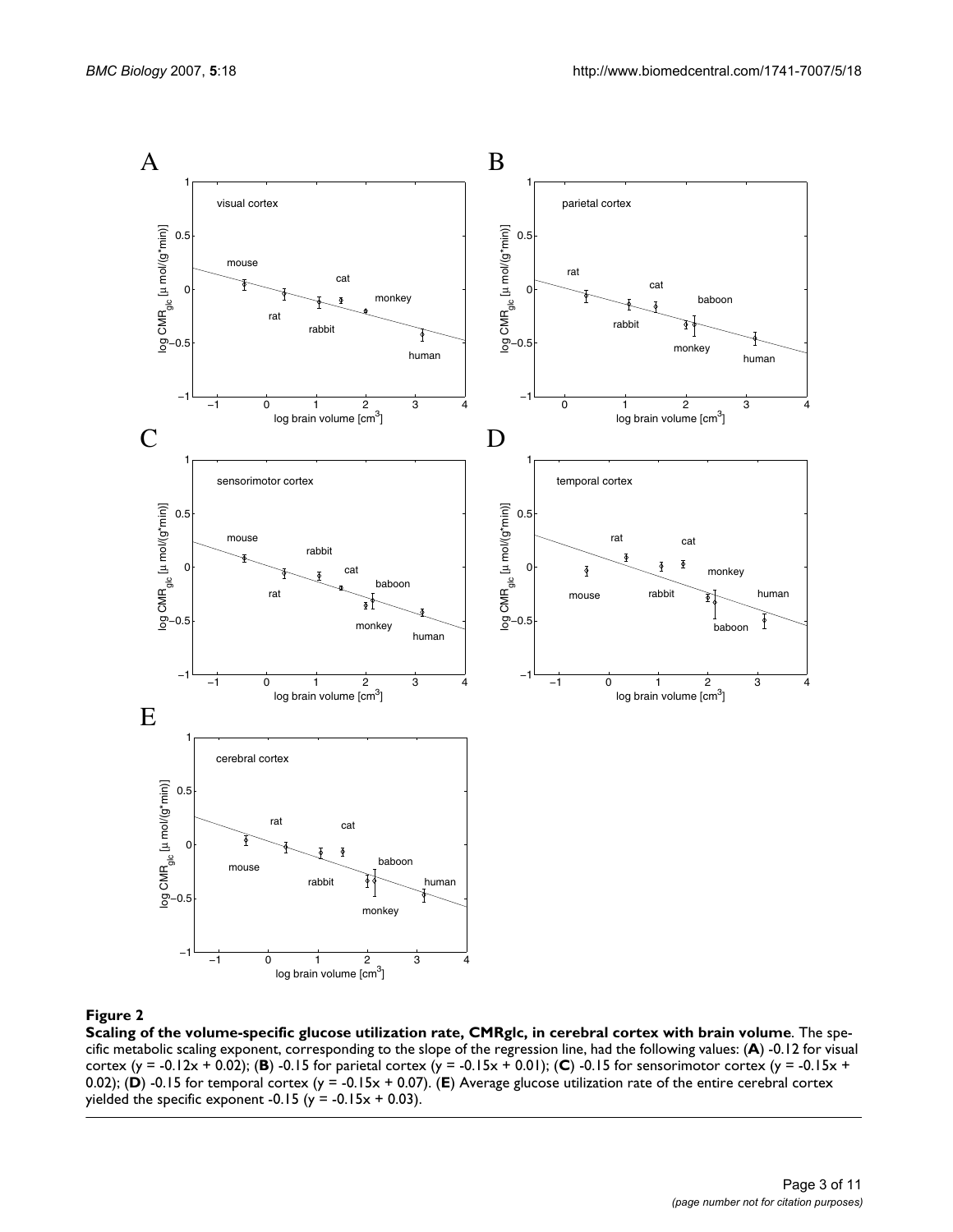A

visual cortex

log $CMR_{glc}$ [μ mol/(g*min)]

log brain volume [$cm^3$]

mouse

rat

rabbit

cat

monkey

human

B

parietal cortex

log $CMR_{glc}$ [μ mol/(g*min)]

log brain volume [$cm^3$]

rat

rabbit

cat

baboon

monkey

human

C

sensorimotor cortex

log $CMR_{glc}$ [μ mol/(g*min)]

log brain volume [$cm^3$]

mouse

rat

rabbit

cat

baboon

monkey

human

D

temporal cortex

log $CMR_{glc}$ [μ mol/(g*min)]

log brain volume [$cm^3$]

mouse

rat

rabbit

cat

monkey

baboon

human

E

cerebral cortex

log $CMR_{glc}$ [μ mol/(g*min)]

log brain volume [$cm^3$]

mouse

rat

rabbit

cat

baboon

monkey

human

**Figure 2**

**Scaling of the volume-specific glucose utilization rate, CMRglc, in cerebral cortex with brain volume**. The specific metabolic scaling exponent, corresponding to the slope of the regression line, had the following values: (**A**) -0.12 for visual cortex ($y = -0.12x + 0.02$); (**B**) -0.15 for parietal cortex ($y = -0.15x + 0.01$); (**C**) -0.15 for sensorimotor cortex ($y = -0.15x + 0.02$); (**D**) -0.15 for temporal cortex ($y = -0.15x + 0.07$). (**E**) Average glucose utilization rate of the entire cerebral cortex yielded the specific exponent -0.15 ($y = -0.15x + 0.03$).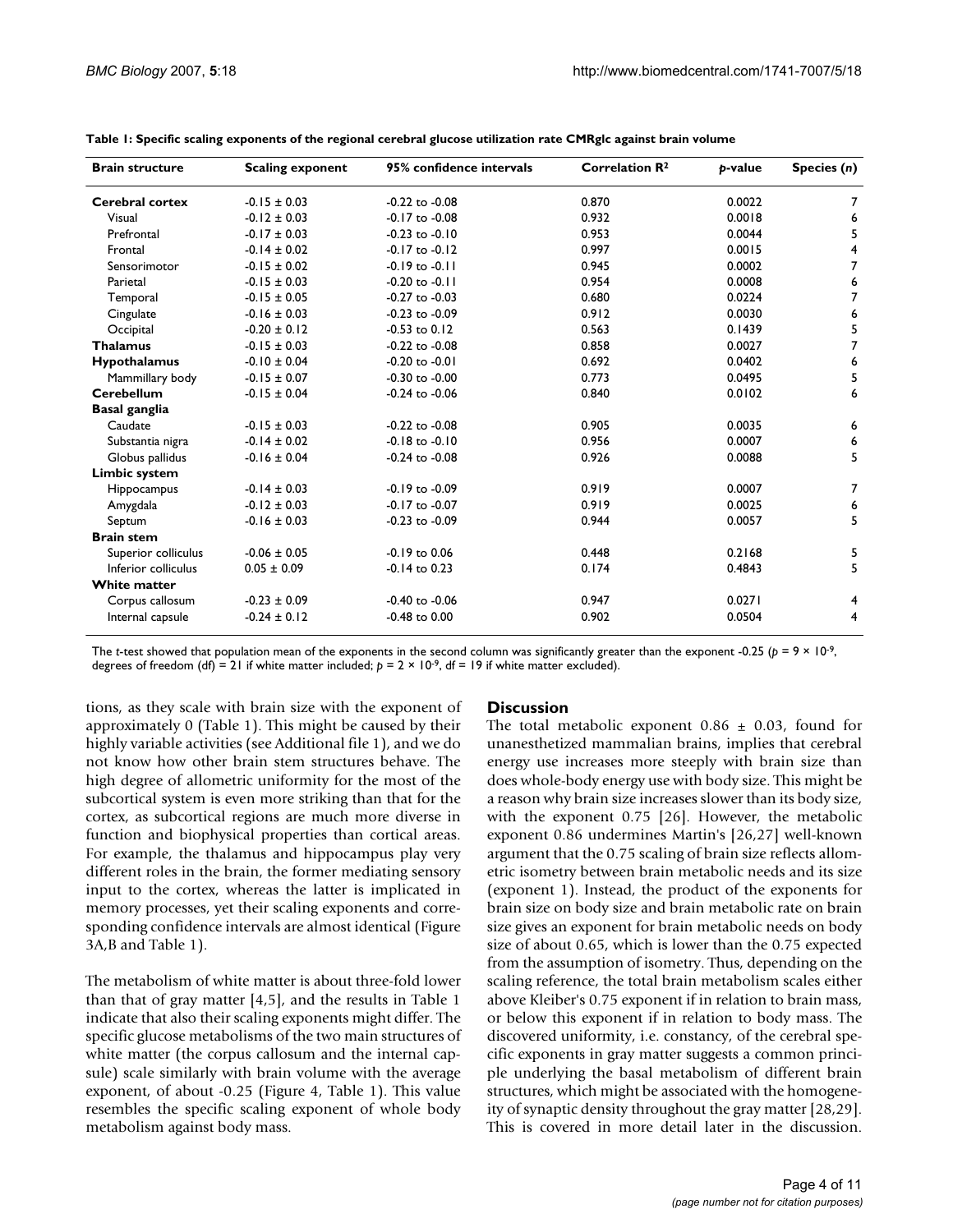**Table 1: Specific scaling exponents of the regional cerebral glucose utilization rate CMRglc against brain volume**

| Brain structure | Scaling exponent | 95% confidence intervals | Correlation $R^2$ | *p*-value | Species (*n*) |
|---|---|---|---|---|---|
| **Cerebral cortex** | -0.15 ± 0.03 | -0.22 to -0.08 | 0.870 | 0.0022 | 7 |
| Visual | -0.12 ± 0.03 | -0.17 to -0.08 | 0.932 | 0.0018 | 6 |
| Prefrontal | -0.17 ± 0.03 | -0.23 to -0.10 | 0.953 | 0.0044 | 5 |
| Frontal | -0.14 ± 0.02 | -0.17 to -0.12 | 0.997 | 0.0015 | 4 |
| Sensorimotor | -0.15 ± 0.02 | -0.19 to -0.11 | 0.945 | 0.0002 | 7 |
| Parietal | -0.15 ± 0.03 | -0.20 to -0.11 | 0.954 | 0.0008 | 6 |
| Temporal | -0.15 ± 0.05 | -0.27 to -0.03 | 0.680 | 0.0224 | 7 |
| Cingulate | -0.16 ± 0.03 | -0.23 to -0.09 | 0.912 | 0.0030 | 6 |
| Occipital | -0.20 ± 0.12 | -0.53 to 0.12 | 0.563 | 0.1439 | 5 |
| **Thalamus** | -0.15 ± 0.03 | -0.22 to -0.08 | 0.858 | 0.0027 | 7 |
| **Hypothalamus** | -0.10 ± 0.04 | -0.20 to -0.01 | 0.692 | 0.0402 | 6 |
| Mammillary body | -0.15 ± 0.07 | -0.30 to -0.00 | 0.773 | 0.0495 | 5 |
| **Cerebellum** | -0.15 ± 0.04 | -0.24 to -0.06 | 0.840 | 0.0102 | 6 |
| **Basal ganglia** | | | | | |
| Caudate | -0.15 ± 0.03 | -0.22 to -0.08 | 0.905 | 0.0035 | 6 |
| Substantia nigra | -0.14 ± 0.02 | -0.18 to -0.10 | 0.956 | 0.0007 | 6 |
| Globus pallidus | -0.16 ± 0.04 | -0.24 to -0.08 | 0.926 | 0.0088 | 5 |
| **Limbic system** | | | | | |
| Hippocampus | -0.14 ± 0.03 | -0.19 to -0.09 | 0.919 | 0.0007 | 7 |
| Amygdala | -0.12 ± 0.03 | -0.17 to -0.07 | 0.919 | 0.0025 | 6 |
| Septum | -0.16 ± 0.03 | -0.23 to -0.09 | 0.944 | 0.0057 | 5 |
| **Brain stem** | | | | | |
| Superior colliculus | -0.06 ± 0.05 | -0.19 to 0.06 | 0.448 | 0.2168 | 5 |
| Inferior colliculus | 0.05 ± 0.09 | -0.14 to 0.23 | 0.174 | 0.4843 | 5 |
| **White matter** | | | | | |
| Corpus callosum | -0.23 ± 0.09 | -0.40 to -0.06 | 0.947 | 0.0271 | 4 |
| Internal capsule | -0.24 ± 0.12 | -0.48 to 0.00 | 0.902 | 0.0504 | 4 |

The *t*-test showed that population mean of the exponents in the second column was significantly greater than the exponent -0.25 ($p = 9 \times 10^{-9}$, degrees of freedom (df) = 21 if white matter included; $p = 2 \times 10^{-9}$, df = 19 if white matter excluded).

tions, as they scale with brain size with the exponent of approximately 0 (Table 1). This might be caused by their highly variable activities (see Additional file 1), and we do not know how other brain stem structures behave. The high degree of allometric uniformity for the most of the subcortical system is even more striking than that for the cortex, as subcortical regions are much more diverse in function and biophysical properties than cortical areas. For example, the thalamus and hippocampus play very different roles in the brain, the former mediating sensory input to the cortex, whereas the latter is implicated in memory processes, yet their scaling exponents and corresponding confidence intervals are almost identical (Figure 3A,B and Table 1).

The metabolism of white matter is about three-fold lower than that of gray matter [4,5], and the results in Table 1 indicate that also their scaling exponents might differ. The specific glucose metabolisms of the two main structures of white matter (the corpus callosum and the internal capsule) scale similarly with brain volume with the average exponent, of about -0.25 (Figure 4, Table 1). This value resembles the specific scaling exponent of whole body metabolism against body mass.

## Discussion

The total metabolic exponent 0.86 ± 0.03, found for unanesthetized mammalian brains, implies that cerebral energy use increases more steeply with brain size than does whole-body energy use with body size. This might be a reason why brain size increases slower than its body size, with the exponent 0.75 [26]. However, the metabolic exponent 0.86 undermines Martin's [26,27] well-known argument that the 0.75 scaling of brain size reflects allometric isometry between brain metabolic needs and its size (exponent 1). Instead, the product of the exponents for brain size on body size and brain metabolic rate on brain size gives an exponent for brain metabolic needs on body size of about 0.65, which is lower than the 0.75 expected from the assumption of isometry. Thus, depending on the scaling reference, the total brain metabolism scales either above Kleiber's 0.75 exponent if in relation to brain mass, or below this exponent if in relation to body mass. The discovered uniformity, i.e. constancy, of the cerebral specific exponents in gray matter suggests a common principle underlying the basal metabolism of different brain structures, which might be associated with the homogeneity of synaptic density throughout the gray matter [28,29]. This is covered in more detail later in the discussion.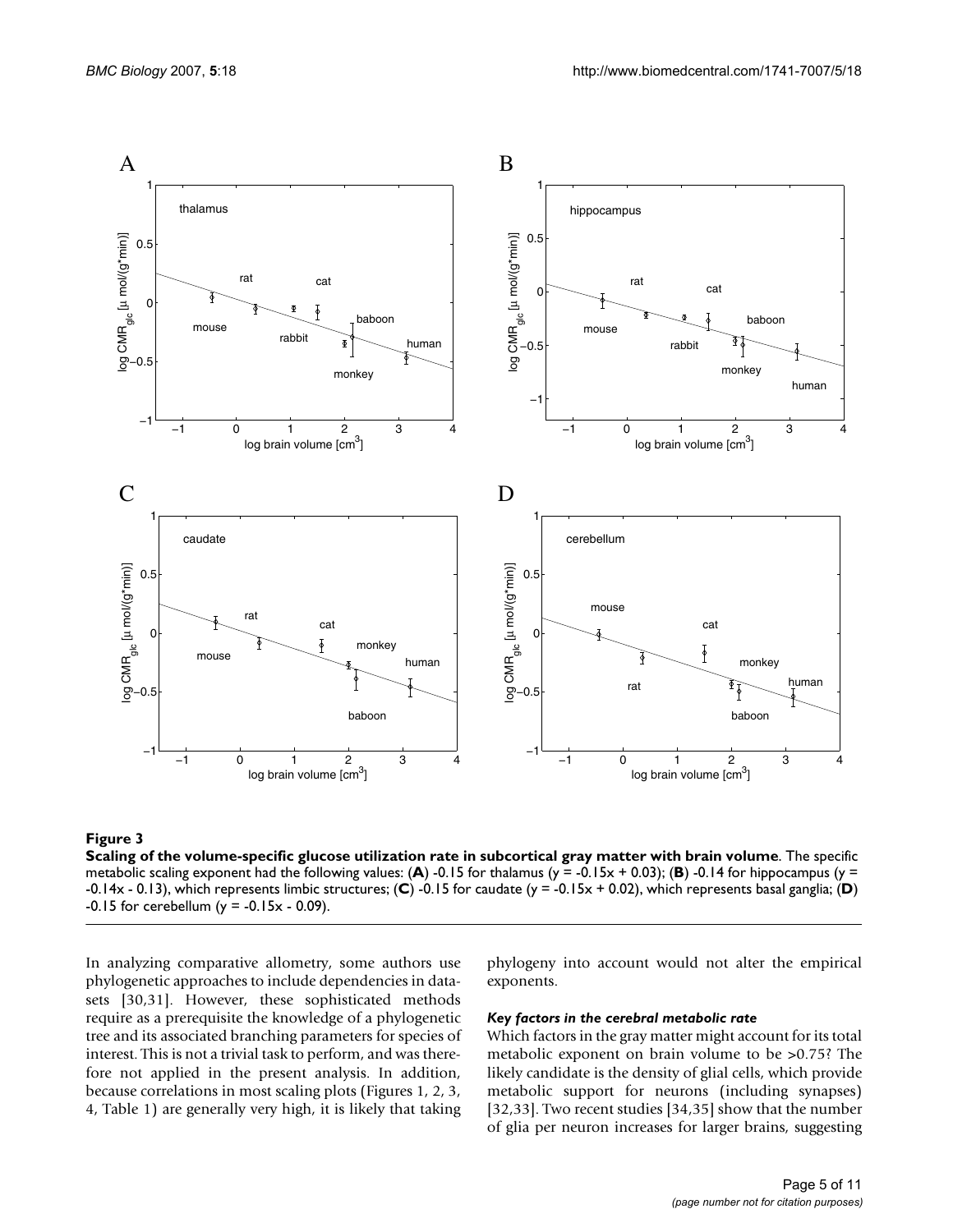**Figure 3**

**Scaling of the volume-specific glucose utilization rate in subcortical gray matter with brain volume**. The specific metabolic scaling exponent had the following values: (**A**) -0.15 for thalamus ($y = -0.15x + 0.03$); (**B**) -0.14 for hippocampus ($y = -0.14x - 0.13$), which represents limbic structures; (**C**) -0.15 for caudate ($y = -0.15x + 0.02$), which represents basal ganglia; (**D**) -0.15 for cerebellum ($y = -0.15x - 0.09$).

In analyzing comparative allometry, some authors use phylogenetic approaches to include dependencies in datasets [30,31]. However, these sophisticated methods require as a prerequisite the knowledge of a phylogenetic tree and its associated branching parameters for species of interest. This is not a trivial task to perform, and was therefore not applied in the present analysis. In addition, because correlations in most scaling plots (Figures 1, 2, 3, 4, Table 1) are generally very high, it is likely that taking phylogeny into account would not alter the empirical exponents.

### *Key factors in the cerebral metabolic rate*

Which factors in the gray matter might account for its total metabolic exponent on brain volume to be >0.75? The likely candidate is the density of glial cells, which provide metabolic support for neurons (including synapses) [32,33]. Two recent studies [34,35] show that the number of glia per neuron increases for larger brains, suggesting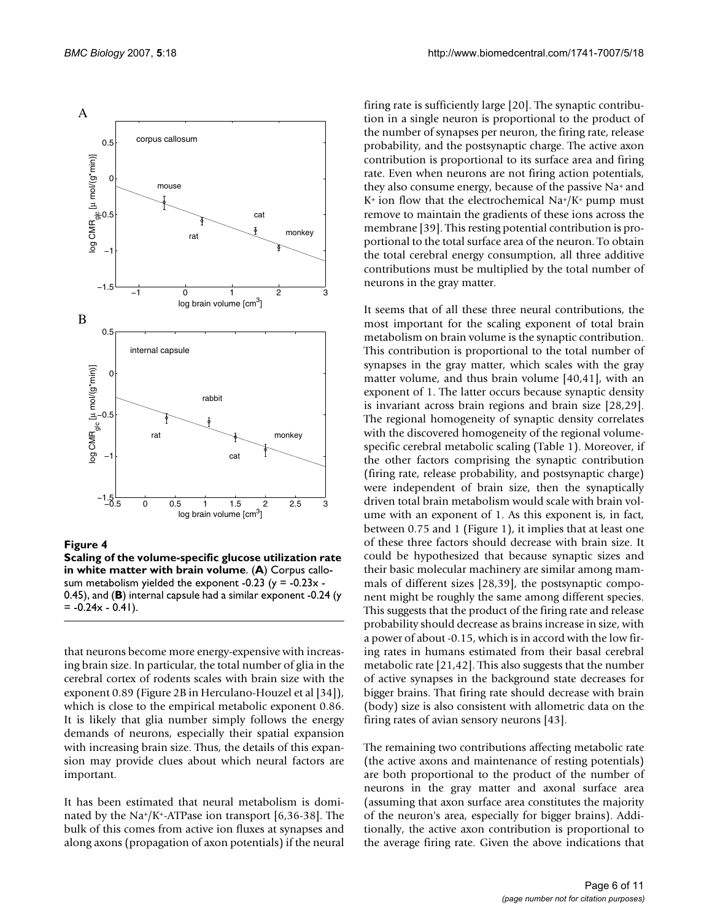A

corpus callosum

log CMR$_{glc}$ [μ mol/(g*min)]

0.5
0
−0.5
−1
−1.5

mouse
rat
cat
monkey

−1
0
1
2
3

log brain volume [cm$^3$]

B

internal capsule

log CMR$_{glc}$ [μ mol/(g*min)]

0.5
0
−0.5
−1
−1.5

rabbit
rat
monkey
cat

−0.5
0
0.5
1
1.5
2
2.5
3

log brain volume [cm$^3$]

**Figure 4**

**Scaling of the volume-specific glucose utilization rate in white matter with brain volume**. (**A**) Corpus callosum metabolism yielded the exponent -0.23 ($y = -0.23x - 0.45$), and (**B**) internal capsule had a similar exponent -0.24 ($y = -0.24x - 0.41$).

that neurons become more energy-expensive with increasing brain size. In particular, the total number of glia in the cerebral cortex of rodents scales with brain size with the exponent 0.89 (Figure 2B in Herculano-Houzel et al [34]), which is close to the empirical metabolic exponent 0.86. It is likely that glia number simply follows the energy demands of neurons, especially their spatial expansion with increasing brain size. Thus, the details of this expansion may provide clues about which neural factors are important.

It has been estimated that neural metabolism is dominated by the $Na^+/K^+$-ATPase ion transport [6,36-38]. The bulk of this comes from active ion fluxes at synapses and along axons (propagation of axon potentials) if the neural firing rate is sufficiently large [20]. The synaptic contribution in a single neuron is proportional to the product of the number of synapses per neuron, the firing rate, release probability, and the postsynaptic charge. The active axon contribution is proportional to its surface area and firing rate. Even when neurons are not firing action potentials, they also consume energy, because of the passive $Na^+$ and $K^+$ ion flow that the electrochemical $Na^+/K^+$ pump must remove to maintain the gradients of these ions across the membrane [39]. This resting potential contribution is proportional to the total surface area of the neuron. To obtain the total cerebral energy consumption, all three additive contributions must be multiplied by the total number of neurons in the gray matter.

It seems that of all these three neural contributions, the most important for the scaling exponent of total brain metabolism on brain volume is the synaptic contribution. This contribution is proportional to the total number of synapses in the gray matter, which scales with the gray matter volume, and thus brain volume [40,41], with an exponent of 1. The latter occurs because synaptic density is invariant across brain regions and brain size [28,29]. The regional homogeneity of synaptic density correlates with the discovered homogeneity of the regional volume-specific cerebral metabolic scaling (Table 1). Moreover, if the other factors comprising the synaptic contribution (firing rate, release probability, and postsynaptic charge) were independent of brain size, then the synaptically driven total brain metabolism would scale with brain volume with an exponent of 1. As this exponent is, in fact, between 0.75 and 1 (Figure 1), it implies that at least one of these three factors should decrease with brain size. It could be hypothesized that because synaptic sizes and their basic molecular machinery are similar among mammals of different sizes [28,39], the postsynaptic component might be roughly the same among different species. This suggests that the product of the firing rate and release probability should decrease as brains increase in size, with a power of about -0.15, which is in accord with the low firing rates in humans estimated from their basal cerebral metabolic rate [21,42]. This also suggests that the number of active synapses in the background state decreases for bigger brains. That firing rate should decrease with brain (body) size is also consistent with allometric data on the firing rates of avian sensory neurons [43].

The remaining two contributions affecting metabolic rate (the active axons and maintenance of resting potentials) are both proportional to the product of the number of neurons in the gray matter and axonal surface area (assuming that axon surface area constitutes the majority of the neuron's area, especially for bigger brains). Additionally, the active axon contribution is proportional to the average firing rate. Given the above indications that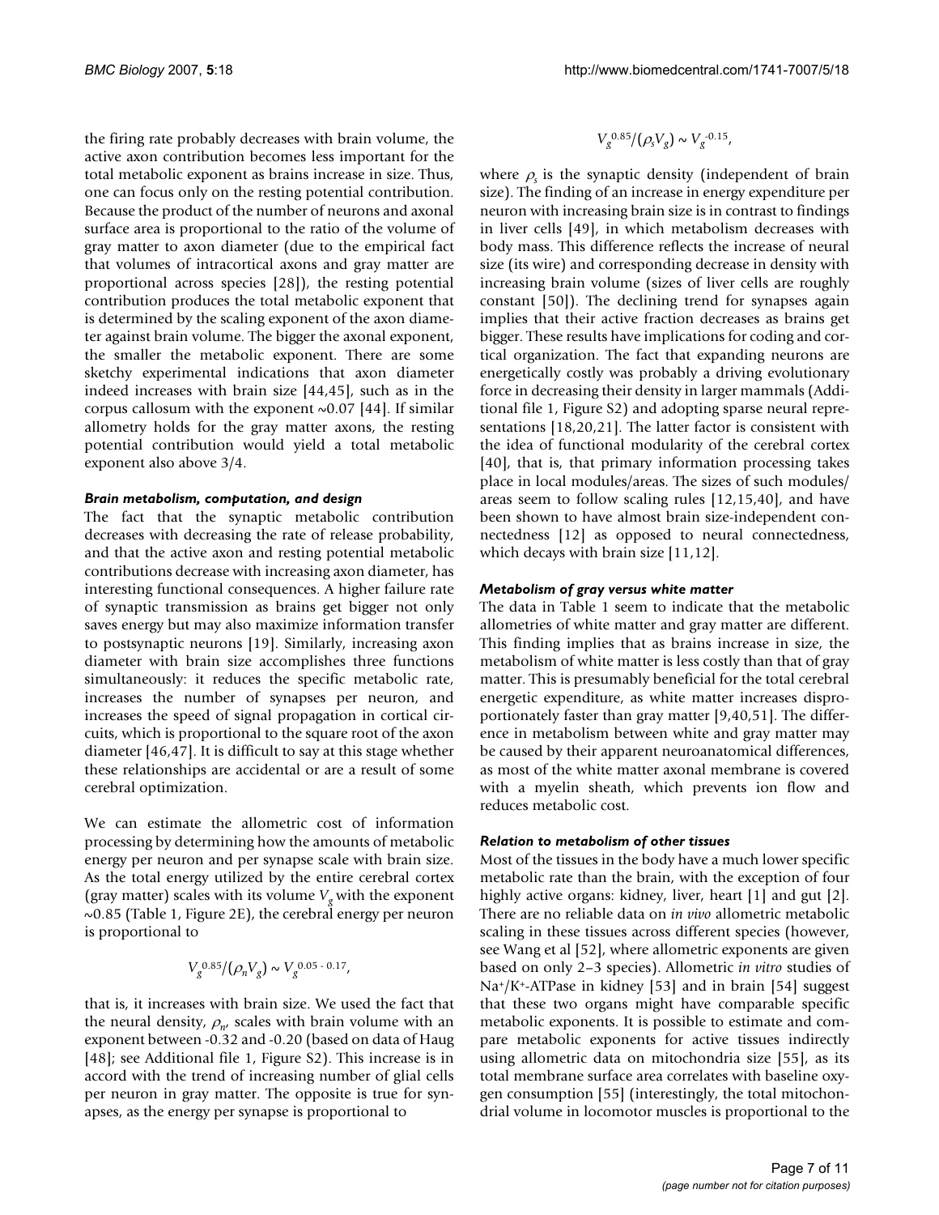the firing rate probably decreases with brain volume, the active axon contribution becomes less important for the total metabolic exponent as brains increase in size. Thus, one can focus only on the resting potential contribution. Because the product of the number of neurons and axonal surface area is proportional to the ratio of the volume of gray matter to axon diameter (due to the empirical fact that volumes of intracortical axons and gray matter are proportional across species [28]), the resting potential contribution produces the total metabolic exponent that is determined by the scaling exponent of the axon diameter against brain volume. The bigger the axonal exponent, the smaller the metabolic exponent. There are some sketchy experimental indications that axon diameter indeed increases with brain size [44,45], such as in the corpus callosum with the exponent ~0.07 [44]. If similar allometry holds for the gray matter axons, the resting potential contribution would yield a total metabolic exponent also above 3/4.

### *Brain metabolism, computation, and design*

The fact that the synaptic metabolic contribution decreases with decreasing the rate of release probability, and that the active axon and resting potential metabolic contributions decrease with increasing axon diameter, has interesting functional consequences. A higher failure rate of synaptic transmission as brains get bigger not only saves energy but may also maximize information transfer to postsynaptic neurons [19]. Similarly, increasing axon diameter with brain size accomplishes three functions simultaneously: it reduces the specific metabolic rate, increases the number of synapses per neuron, and increases the speed of signal propagation in cortical circuits, which is proportional to the square root of the axon diameter [46,47]. It is difficult to say at this stage whether these relationships are accidental or are a result of some cerebral optimization.

We can estimate the allometric cost of information processing by determining how the amounts of metabolic energy per neuron and per synapse scale with brain size. As the total energy utilized by the entire cerebral cortex (gray matter) scales with its volume $V_g$ with the exponent ~0.85 (Table 1, Figure 2E), the cerebral energy per neuron is proportional to

$$V_g^{0.85}/(\rho_n V_g) \sim V_g^{0.05\,-\,0.17},$$

that is, it increases with brain size. We used the fact that the neural density, $\rho_n$, scales with brain volume with an exponent between -0.32 and -0.20 (based on data of Haug [48]; see Additional file 1, Figure S2). This increase is in accord with the trend of increasing number of glial cells per neuron in gray matter. The opposite is true for synapses, as the energy per synapse is proportional to

$$V_g^{0.85}/(\rho_s V_g) \sim V_g^{-0.15},$$

where $\rho_s$ is the synaptic density (independent of brain size). The finding of an increase in energy expenditure per neuron with increasing brain size is in contrast to findings in liver cells [49], in which metabolism decreases with body mass. This difference reflects the increase of neural size (its wire) and corresponding decrease in density with increasing brain volume (sizes of liver cells are roughly constant [50]). The declining trend for synapses again implies that their active fraction decreases as brains get bigger. These results have implications for coding and cortical organization. The fact that expanding neurons are energetically costly was probably a driving evolutionary force in decreasing their density in larger mammals (Additional file 1, Figure S2) and adopting sparse neural representations [18,20,21]. The latter factor is consistent with the idea of functional modularity of the cerebral cortex [40], that is, that primary information processing takes place in local modules/areas. The sizes of such modules/areas seem to follow scaling rules [12,15,40], and have been shown to have almost brain size-independent connectedness [12] as opposed to neural connectedness, which decays with brain size [11,12].

### *Metabolism of gray versus white matter*

The data in Table 1 seem to indicate that the metabolic allometries of white matter and gray matter are different. This finding implies that as brains increase in size, the metabolism of white matter is less costly than that of gray matter. This is presumably beneficial for the total cerebral energetic expenditure, as white matter increases disproportionately faster than gray matter [9,40,51]. The difference in metabolism between white and gray matter may be caused by their apparent neuroanatomical differences, as most of the white matter axonal membrane is covered with a myelin sheath, which prevents ion flow and reduces metabolic cost.

### *Relation to metabolism of other tissues*

Most of the tissues in the body have a much lower specific metabolic rate than the brain, with the exception of four highly active organs: kidney, liver, heart [1] and gut [2]. There are no reliable data on *in vivo* allometric metabolic scaling in these tissues across different species (however, see Wang et al [52], where allometric exponents are given based on only 2–3 species). Allometric *in vitro* studies of $Na^+/K^+$-ATPase in kidney [53] and in brain [54] suggest that these two organs might have comparable specific metabolic exponents. It is possible to estimate and compare metabolic exponents for active tissues indirectly using allometric data on mitochondria size [55], as its total membrane surface area correlates with baseline oxygen consumption [55] (interestingly, the total mitochondrial volume in locomotor muscles is proportional to the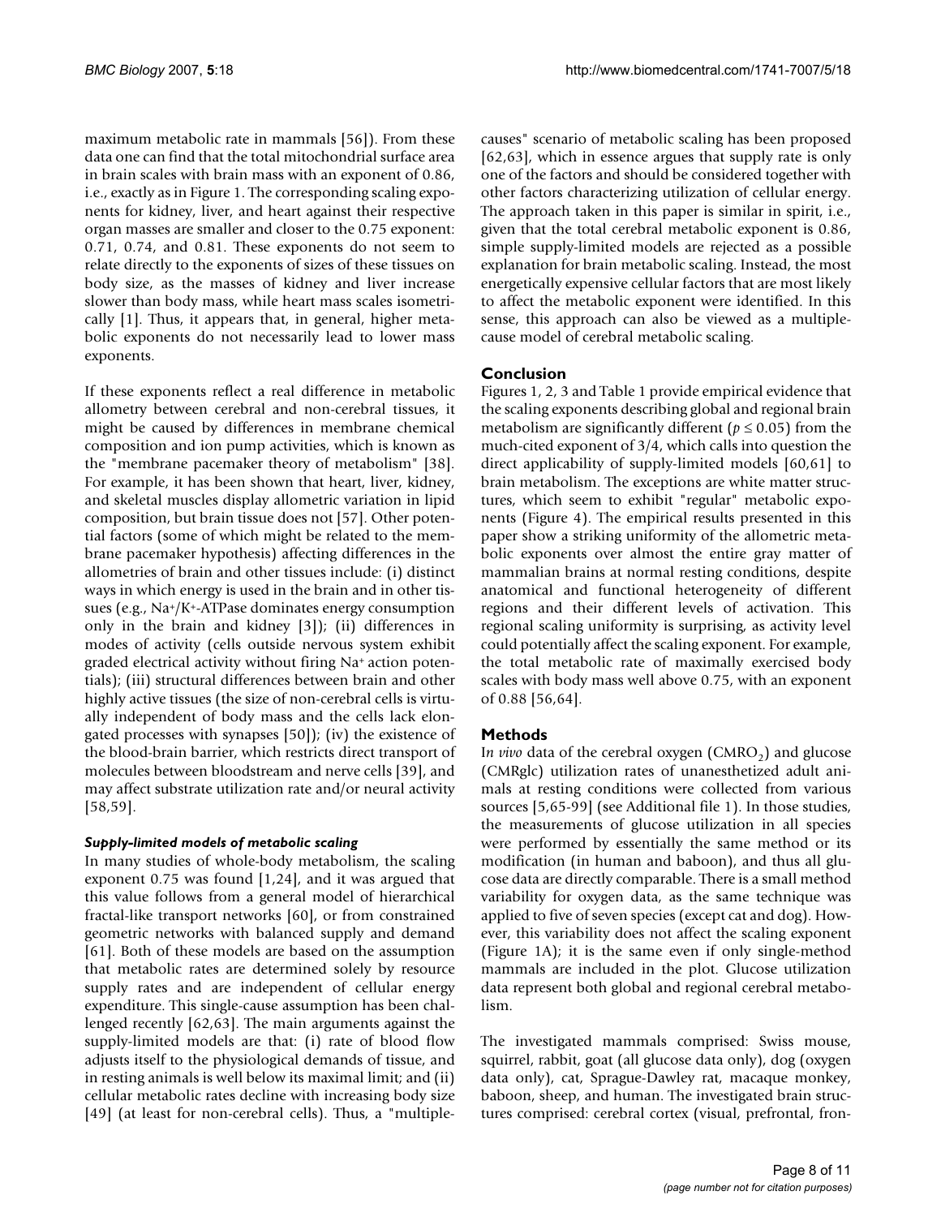maximum metabolic rate in mammals [56]). From these data one can find that the total mitochondrial surface area in brain scales with brain mass with an exponent of 0.86, i.e., exactly as in Figure 1. The corresponding scaling exponents for kidney, liver, and heart against their respective organ masses are smaller and closer to the 0.75 exponent: 0.71, 0.74, and 0.81. These exponents do not seem to relate directly to the exponents of sizes of these tissues on body size, as the masses of kidney and liver increase slower than body mass, while heart mass scales isometrically [1]. Thus, it appears that, in general, higher metabolic exponents do not necessarily lead to lower mass exponents.

If these exponents reflect a real difference in metabolic allometry between cerebral and non-cerebral tissues, it might be caused by differences in membrane chemical composition and ion pump activities, which is known as the "membrane pacemaker theory of metabolism" [38]. For example, it has been shown that heart, liver, kidney, and skeletal muscles display allometric variation in lipid composition, but brain tissue does not [57]. Other potential factors (some of which might be related to the membrane pacemaker hypothesis) affecting differences in the allometries of brain and other tissues include: (i) distinct ways in which energy is used in the brain and in other tissues (e.g., $Na^+/K^+$-ATPase dominates energy consumption only in the brain and kidney [3]); (ii) differences in modes of activity (cells outside nervous system exhibit graded electrical activity without firing $Na^+$ action potentials); (iii) structural differences between brain and other highly active tissues (the size of non-cerebral cells is virtually independent of body mass and the cells lack elongated processes with synapses [50]); (iv) the existence of the blood-brain barrier, which restricts direct transport of molecules between bloodstream and nerve cells [39], and may affect substrate utilization rate and/or neural activity [58,59].

### *Supply-limited models of metabolic scaling*

In many studies of whole-body metabolism, the scaling exponent 0.75 was found [1,24], and it was argued that this value follows from a general model of hierarchical fractal-like transport networks [60], or from constrained geometric networks with balanced supply and demand [61]. Both of these models are based on the assumption that metabolic rates are determined solely by resource supply rates and are independent of cellular energy expenditure. This single-cause assumption has been challenged recently [62,63]. The main arguments against the supply-limited models are that: (i) rate of blood flow adjusts itself to the physiological demands of tissue, and in resting animals is well below its maximal limit; and (ii) cellular metabolic rates decline with increasing body size [49] (at least for non-cerebral cells). Thus, a "multiple-causes" scenario of metabolic scaling has been proposed [62,63], which in essence argues that supply rate is only one of the factors and should be considered together with other factors characterizing utilization of cellular energy. The approach taken in this paper is similar in spirit, i.e., given that the total cerebral metabolic exponent is 0.86, simple supply-limited models are rejected as a possible explanation for brain metabolic scaling. Instead, the most energetically expensive cellular factors that are most likely to affect the metabolic exponent were identified. In this sense, this approach can also be viewed as a multiple-cause model of cerebral metabolic scaling.

## Conclusion

Figures 1, 2, 3 and Table 1 provide empirical evidence that the scaling exponents describing global and regional brain metabolism are significantly different ($p \leq 0.05$) from the much-cited exponent of 3/4, which calls into question the direct applicability of supply-limited models [60,61] to brain metabolism. The exceptions are white matter structures, which seem to exhibit "regular" metabolic exponents (Figure 4). The empirical results presented in this paper show a striking uniformity of the allometric metabolic exponents over almost the entire gray matter of mammalian brains at normal resting conditions, despite anatomical and functional heterogeneity of different regions and their different levels of activation. This regional scaling uniformity is surprising, as activity level could potentially affect the scaling exponent. For example, the total metabolic rate of maximally exercised body scales with body mass well above 0.75, with an exponent of 0.88 [56,64].

## Methods

*In vivo* data of the cerebral oxygen ($CMRO_2$) and glucose (CMRglc) utilization rates of unanesthetized adult animals at resting conditions were collected from various sources [5,65-99] (see Additional file 1). In those studies, the measurements of glucose utilization in all species were performed by essentially the same method or its modification (in human and baboon), and thus all glucose data are directly comparable. There is a small method variability for oxygen data, as the same technique was applied to five of seven species (except cat and dog). However, this variability does not affect the scaling exponent (Figure 1A); it is the same even if only single-method mammals are included in the plot. Glucose utilization data represent both global and regional cerebral metabolism.

The investigated mammals comprised: Swiss mouse, squirrel, rabbit, goat (all glucose data only), dog (oxygen data only), cat, Sprague-Dawley rat, macaque monkey, baboon, sheep, and human. The investigated brain structures comprised: cerebral cortex (visual, prefrontal, fron-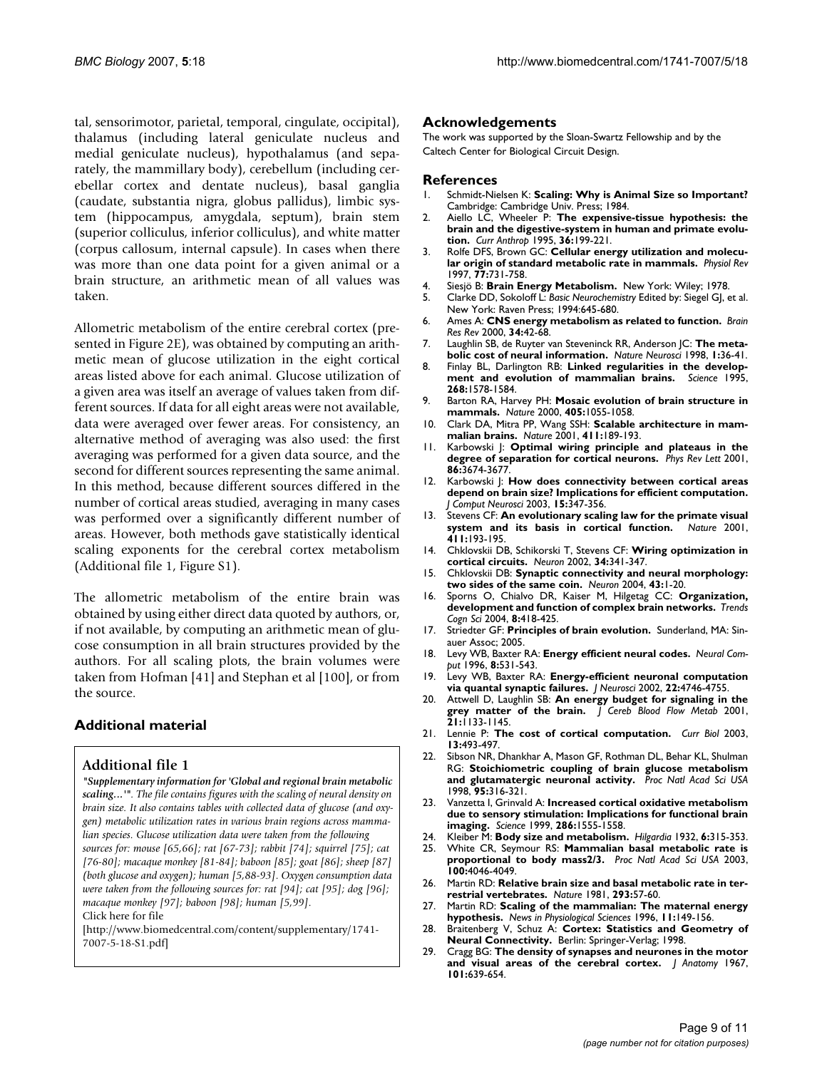tal, sensorimotor, parietal, temporal, cingulate, occipital), thalamus (including lateral geniculate nucleus and medial geniculate nucleus), hypothalamus (and separately, the mammillary body), cerebellum (including cerebellar cortex and dentate nucleus), basal ganglia (caudate, substantia nigra, globus pallidus), limbic system (hippocampus, amygdala, septum), brain stem (superior colliculus, inferior colliculus), and white matter (corpus callosum, internal capsule). In cases when there was more than one data point for a given animal or a brain structure, an arithmetic mean of all values was taken.

Allometric metabolism of the entire cerebral cortex (presented in Figure 2E), was obtained by computing an arithmetic mean of glucose utilization in the eight cortical areas listed above for each animal. Glucose utilization of a given area was itself an average of values taken from different sources. If data for all eight areas were not available, data were averaged over fewer areas. For consistency, an alternative method of averaging was also used: the first averaging was performed for a given data source, and the second for different sources representing the same animal. In this method, because different sources differed in the number of cortical areas studied, averaging in many cases was performed over a significantly different number of areas. However, both methods gave statistically identical scaling exponents for the cerebral cortex metabolism (Additional file 1, Figure S1).

The allometric metabolism of the entire brain was obtained by using either direct data quoted by authors, or, if not available, by computing an arithmetic mean of glucose consumption in all brain structures provided by the authors. For all scaling plots, the brain volumes were taken from Hofman [41] and Stephan et al [100], or from the source.

## Additional material

### Additional file 1

*"Supplementary information for 'Global and regional brain metabolic scaling...'". The file contains figures with the scaling of neural density on brain size. It also contains tables with collected data of glucose (and oxygen) metabolic utilization rates in various brain regions across mammalian species. Glucose utilization data were taken from the following sources for: mouse [65,66]; rat [67-73]; rabbit [74]; squirrel [75]; cat [76-80]; macaque monkey [81-84]; baboon [85]; goat [86]; sheep [87] (both glucose and oxygen); human [5,88-93]. Oxygen consumption data were taken from the following sources for: rat [94]; cat [95]; dog [96]; macaque monkey [97]; baboon [98]; human [5,99].*
Click here for file
[http://www.biomedcentral.com/content/supplementary/1741-7007-5-18-S1.pdf]

## Acknowledgements

The work was supported by the Sloan-Swartz Fellowship and by the Caltech Center for Biological Circuit Design.

## References

1. Schmidt-Nielsen K: **Scaling: Why is Animal Size so Important?** Cambridge: Cambridge Univ. Press; 1984.
2. Aiello LC, Wheeler P: **The expensive-tissue hypothesis: the brain and the digestive-system in human and primate evolution.** *Curr Anthrop* 1995, **36:**199-221.
3. Rolfe DFS, Brown GC: **Cellular energy utilization and molecular origin of standard metabolic rate in mammals.** *Physiol Rev* 1997, **77:**731-758.
4. Siesjö B: **Brain Energy Metabolism.** New York: Wiley; 1978.
5. Clarke DD, Sokoloff L: *Basic Neurochemistry* Edited by: Siegel GJ, et al. New York: Raven Press; 1994:645-680.
6. Ames A: **CNS energy metabolism as related to function.** *Brain Res Rev* 2000, **34:**42-68.
7. Laughlin SB, de Ruyter van Steveninck RR, Anderson JC: **The metabolic cost of neural information.** *Nature Neurosci* 1998, **1:**36-41.
8. Finlay BL, Darlington RB: **Linked regularities in the development and evolution of mammalian brains.** *Science* 1995, **268:**1578-1584.
9. Barton RA, Harvey PH: **Mosaic evolution of brain structure in mammals.** *Nature* 2000, **405:**1055-1058.
10. Clark DA, Mitra PP, Wang SSH: **Scalable architecture in mammalian brains.** *Nature* 2001, **411:**189-193.
11. Karbowski J: **Optimal wiring principle and plateaus in the degree of separation for cortical neurons.** *Phys Rev Lett* 2001, **86:**3674-3677.
12. Karbowski J: **How does connectivity between cortical areas depend on brain size? Implications for efficient computation.** *J Comput Neurosci* 2003, **15:**347-356.
13. Stevens CF: **An evolutionary scaling law for the primate visual system and its basis in cortical function.** *Nature* 2001, **411:**193-195.
14. Chklovskii DB, Schikorski T, Stevens CF: **Wiring optimization in cortical circuits.** *Neuron* 2002, **34:**341-347.
15. Chklovskii DB: **Synaptic connectivity and neural morphology: two sides of the same coin.** *Neuron* 2004, **43:**1-20.
16. Sporns O, Chialvo DR, Kaiser M, Hilgetag CC: **Organization, development and function of complex brain networks.** *Trends Cogn Sci* 2004, **8:**418-425.
17. Striedter GF: **Principles of brain evolution.** Sunderland, MA: Sinauer Assoc; 2005.
18. Levy WB, Baxter RA: **Energy efficient neural codes.** *Neural Comput* 1996, **8:**531-543.
19. Levy WB, Baxter RA: **Energy-efficient neuronal computation via quantal synaptic failures.** *J Neurosci* 2002, **22:**4746-4755.
20. Attwell D, Laughlin SB: **An energy budget for signaling in the grey matter of the brain.** *J Cereb Blood Flow Metab* 2001, **21:**1133-1145.
21. Lennie P: **The cost of cortical computation.** *Curr Biol* 2003, **13:**493-497.
22. Sibson NR, Dhankhar A, Mason GF, Rothman DL, Behar KL, Shulman RG: **Stoichiometric coupling of brain glucose metabolism and glutamatergic neuronal activity.** *Proc Natl Acad Sci USA* 1998, **95:**316-321.
23. Vanzetta I, Grinvald A: **Increased cortical oxidative metabolism due to sensory stimulation: Implications for functional brain imaging.** *Science* 1999, **286:**1555-1558.
24. Kleiber M: **Body size and metabolism.** *Hilgardia* 1932, **6:**315-353.
25. White CR, Seymour RS: **Mammalian basal metabolic rate is proportional to body mass2/3.** *Proc Natl Acad Sci USA* 2003, **100:**4046-4049.
26. Martin RD: **Relative brain size and basal metabolic rate in terrestrial vertebrates.** *Nature* 1981, **293:**57-60.
27. Martin RD: **Scaling of the mammalian: The maternal energy hypothesis.** *News in Physiological Sciences* 1996, **11:**149-156.
28. Braitenberg V, Schuz A: **Cortex: Statistics and Geometry of Neural Connectivity.** Berlin: Springer-Verlag; 1998.
29. Cragg BG: **The density of synapses and neurones in the motor and visual areas of the cerebral cortex.** *J Anatomy* 1967, **101:**639-654.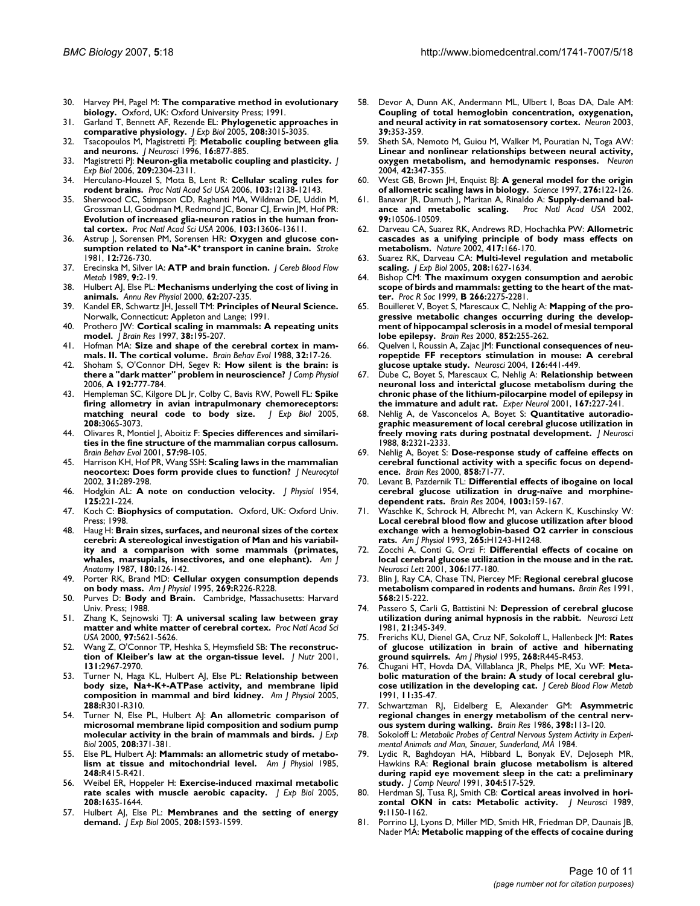30. Harvey PH, Pagel M: **The comparative method in evolutionary biology.** Oxford, UK: Oxford University Press; 1991.
31. Garland T, Bennett AF, Rezende EL: **Phylogenetic approaches in comparative physiology.** *J Exp Biol* 2005, **208:**3015-3035.
32. Tsacopoulos M, Magistretti PJ: **Metabolic coupling between glia and neurons.** *J Neurosci* 1996, **16:**877-885.
33. Magistretti PJ: **Neuron-glia metabolic coupling and plasticity.** *J Exp Biol* 2006, **209:**2304-2311.
34. Herculano-Houzel S, Mota B, Lent R: **Cellular scaling rules for rodent brains.** *Proc Natl Acad Sci USA* 2006, **103:**12138-12143.
35. Sherwood CC, Stimpson CD, Raghanti MA, Wildman DE, Uddin M, Grossman LI, Goodman M, Redmond JC, Bonar CJ, Erwin JM, Hof PR: **Evolution of increased glia-neuron ratios in the human frontal cortex.** *Proc Natl Acad Sci USA* 2006, **103:**13606-13611.
36. Astrup J, Sorensen PM, Sorensen HR: **Oxygen and glucose consumption related to $Na^+$-$K^+$ transport in canine brain.** *Stroke* 1981, **12:**726-730.
37. Erecinska M, Silver IA: **ATP and brain function.** *J Cereb Blood Flow Metab* 1989, **9:**2-19.
38. Hulbert AJ, Else PL: **Mechanisms underlying the cost of living in animals.** *Annu Rev Physiol* 2000, **62:**207-235.
39. Kandel ER, Schwartz JH, Jessell TM: **Principles of Neural Science.** Norwalk, Connecticut: Appleton and Lange; 1991.
40. Prothero JW: **Cortical scaling in mammals: A repeating units model.** *J Brain Res* 1997, **38:**195-207.
41. Hofman MA: **Size and shape of the cerebral cortex in mammals. II. The cortical volume.** *Brain Behav Evol* 1988, **32:**17-26.
42. Shoham S, O'Connor DH, Segev R: **How silent is the brain: is there a "dark matter" problem in neuroscience?** *J Comp Physiol* 2006, **A 192:**777-784.
43. Hempleman SC, Kilgore DL Jr, Colby C, Bavis RW, Powell FL: **Spike firing allometry in avian intrapulmonary chemoreceptors: matching neural code to body size.** *J Exp Biol* 2005, **208:**3065-3073.
44. Olivares R, Montiel J, Aboitiz F: **Species differences and similarities in the fine structure of the mammalian corpus callosum.** *Brain Behav Evol* 2001, **57:**98-105.
45. Harrison KH, Hof PR, Wang SSH: **Scaling laws in the mammalian neocortex: Does form provide clues to function?** *J Neurocytol* 2002, **31:**289-298.
46. Hodgkin AL: **A note on conduction velocity.** *J Physiol* 1954, **125:**221-224.
47. Koch C: **Biophysics of computation.** Oxford, UK: Oxford Univ. Press; 1998.
48. Haug H: **Brain sizes, surfaces, and neuronal sizes of the cortex cerebri: A stereological investigation of Man and his variability and a comparison with some mammals (primates, whales, marsupials, insectivores, and one elephant).** *Am J Anatomy* 1987, **180:**126-142.
49. Porter RK, Brand MD: **Cellular oxygen consumption depends on body mass.** *Am J Physiol* 1995, **269:**R226-R228.
50. Purves D: **Body and Brain.** Cambridge, Massachusetts: Harvard Univ. Press; 1988.
51. Zhang K, Sejnowski TJ: **A universal scaling law between gray matter and white matter of cerebral cortex.** *Proc Natl Acad Sci USA* 2000, **97:**5621-5626.
52. Wang Z, O'Connor TP, Heshka S, Heymsfield SB: **The reconstruction of Kleiber's law at the organ-tissue level.** *J Nutr* 2001, **131:**2967-2970.
53. Turner N, Haga KL, Hulbert AJ, Else PL: **Relationship between body size, Na+-K+-ATPase activity, and membrane lipid composition in mammal and bird kidney.** *Am J Physiol* 2005, **288:**R301-R310.
54. Turner N, Else PL, Hulbert AJ: **An allometric comparison of microsomal membrane lipid composition and sodium pump molecular activity in the brain of mammals and birds.** *J Exp Biol* 2005, **208:**371-381.
55. Else PL, Hulbert AJ: **Mammals: an allometric study of metabolism at tissue and mitochondrial level.** *Am J Physiol* 1985, **248:**R415-R421.
56. Weibel ER, Hoppeler H: **Exercise-induced maximal metabolic rate scales with muscle aerobic capacity.** *J Exp Biol* 2005, **208:**1635-1644.
57. Hulbert AJ, Else PL: **Membranes and the setting of energy demand.** *J Exp Biol* 2005, **208:**1593-1599.
58. Devor A, Dunn AK, Andermann ML, Ulbert I, Boas DA, Dale AM: **Coupling of total hemoglobin concentration, oxygenation, and neural activity in rat somatosensory cortex.** *Neuron* 2003, **39:**353-359.
59. Sheth SA, Nemoto M, Guiou M, Walker M, Pouratian N, Toga AW: **Linear and nonlinear relationships between neural activity, oxygen metabolism, and hemodynamic responses.** *Neuron* 2004, **42:**347-355.
60. West GB, Brown JH, Enquist BJ: **A general model for the origin of allometric scaling laws in biology.** *Science* 1997, **276:**122-126.
61. Banavar JR, Damuth J, Maritan A, Rinaldo A: **Supply-demand balance and metabolic scaling.** *Proc Natl Acad USA* 2002, **99:**10506-10509.
62. Darveau CA, Suarez RK, Andrews RD, Hochachka PW: **Allometric cascades as a unifying principle of body mass effects on metabolism.** *Nature* 2002, **417:**166-170.
63. Suarez RK, Darveau CA: **Multi-level regulation and metabolic scaling.** *J Exp Biol* 2005, **208:**1627-1634.
64. Bishop CM: **The maximum oxygen consumption and aerobic scope of birds and mammals: getting to the heart of the matter.** *Proc R Soc* 1999, **B 266:**2275-2281.
65. Bouilleret V, Boyet S, Marescaux C, Nehlig A: **Mapping of the progressive metabolic changes occurring during the development of hippocampal sclerosis in a model of mesial temporal lobe epilepsy.** *Brain Res* 2000, **852:**255-262.
66. Quelven I, Roussin A, Zajac JM: **Functional consequences of neuropeptide FF receptors stimulation in mouse: A cerebral glucose uptake study.** *Neurosci* 2004, **126:**441-449.
67. Dube C, Boyet S, Marescaux C, Nehlig A: **Relationship between neuronal loss and interictal glucose metabolism during the chronic phase of the lithium-pilocarpine model of epilepsy in the immature and adult rat.** *Exper Neurol* 2001, **167:**227-241.
68. Nehlig A, de Vasconcelos A, Boyet S: **Quantitative autoradiographic measurement of local cerebral glucose utilization in freely moving rats during postnatal development.** *J Neurosci* 1988, **8:**2321-2333.
69. Nehlig A, Boyet S: **Dose-response study of caffeine effects on cerebral functional activity with a specific focus on dependence.** *Brain Res* 2000, **858:**71-77.
70. Levant B, Pazdernik TL: **Differential effects of ibogaine on local cerebral glucose utilization in drug-naïve and morphine-dependent rats.** *Brain Res* 2004, **1003:**159-167.
71. Waschke K, Schrock H, Albrecht M, van Ackern K, Kuschinsky W: **Local cerebral blood flow and glucose utilization after blood exchange with a hemoglobin-based O2 carrier in conscious rats.** *Am J Physiol* 1993, **265:**H1243-H1248.
72. Zocchi A, Conti G, Orzi F: **Differential effects of cocaine on local cerebral glucose utilization in the mouse and in the rat.** *Neurosci Lett* 2001, **306:**177-180.
73. Blin J, Ray CA, Chase TN, Piercey MF: **Regional cerebral glucose metabolism compared in rodents and humans.** *Brain Res* 1991, **568:**215-222.
74. Passero S, Carli G, Battistini N: **Depression of cerebral glucose utilization during animal hypnosis in the rabbit.** *Neurosci Lett* 1981, **21:**345-349.
75. Frerichs KU, Dienel GA, Cruz NF, Sokoloff L, Hallenbeck JM: **Rates of glucose utilization in brain of active and hibernating ground squirrels.** *Am J Physiol* 1995, **268:**R445-R453.
76. Chugani HT, Hovda DA, Villablanca JR, Phelps ME, Xu WF: **Metabolic maturation of the brain: A study of local cerebral glucose utilization in the developing cat.** *J Cereb Blood Flow Metab* 1991, **11:**35-47.
77. Schwartzman RJ, Eidelberg E, Alexander GM: **Asymmetric regional changes in energy metabolism of the central nervous system during walking.** *Brain Res* 1986, **398:**113-120.
78. Sokoloff L: *Metabolic Probes of Central Nervous System Activity in Experimental Animals and Man, Sinauer, Sunderland, MA* 1984.
79. Lydic R, Baghdoyan HA, Hibbard L, Bonyak EV, DeJoseph MR, Hawkins RA: **Regional brain glucose metabolism is altered during rapid eye movement sleep in the cat: a preliminary study.** *J Comp Neurol* 1991, **304:**517-529.
80. Herdman SJ, Tusa RJ, Smith CB: **Cortical areas involved in horizontal OKN in cats: Metabolic activity.** *J Neurosci* 1989, **9:**1150-1162.
81. Porrino LJ, Lyons D, Miller MD, Smith HR, Friedman DP, Daunais JB, Nader MA: **Metabolic mapping of the effects of cocaine during**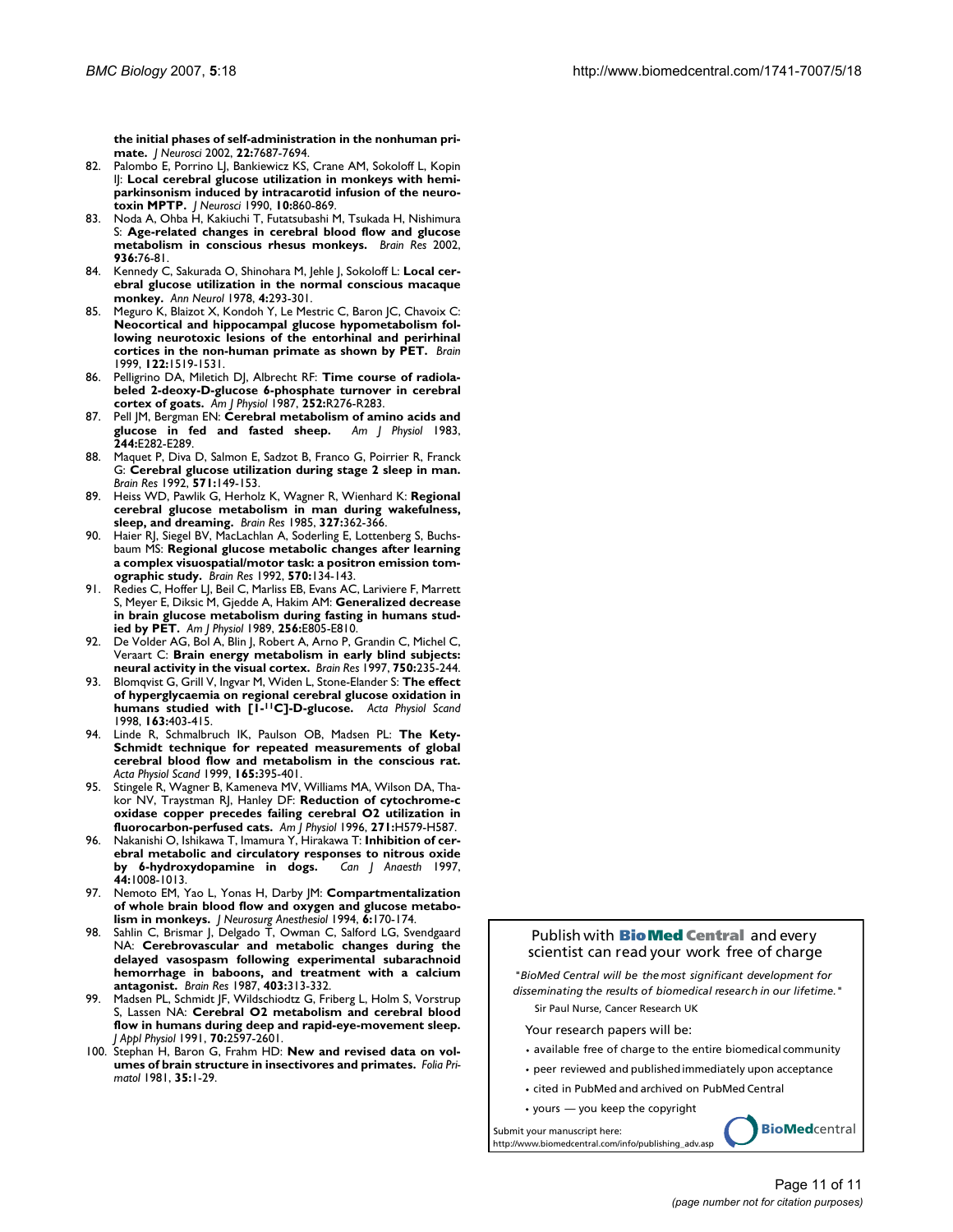**the initial phases of self-administration in the nonhuman primate.** *J Neurosci* 2002, **22:**7687-7694.

82. Palombo E, Porrino LJ, Bankiewicz KS, Crane AM, Sokoloff L, Kopin IJ: **Local cerebral glucose utilization in monkeys with hemiparkinsonism induced by intracarotid infusion of the neurotoxin MPTP.** *J Neurosci* 1990, **10:**860-869.
83. Noda A, Ohba H, Kakiuchi T, Futatsubashi M, Tsukada H, Nishimura S: **Age-related changes in cerebral blood flow and glucose metabolism in conscious rhesus monkeys.** *Brain Res* 2002, **936:**76-81.
84. Kennedy C, Sakurada O, Shinohara M, Jehle J, Sokoloff L: **Local cerebral glucose utilization in the normal conscious macaque monkey.** *Ann Neurol* 1978, **4:**293-301.
85. Meguro K, Blaizot X, Kondoh Y, Le Mestric C, Baron JC, Chavoix C: **Neocortical and hippocampal glucose hypometabolism following neurotoxic lesions of the entorhinal and perirhinal cortices in the non-human primate as shown by PET.** *Brain* 1999, **122:**1519-1531.
86. Pelligrino DA, Miletich DJ, Albrecht RF: **Time course of radiolabeled 2-deoxy-D-glucose 6-phosphate turnover in cerebral cortex of goats.** *Am J Physiol* 1987, **252:**R276-R283.
87. Pell JM, Bergman EN: **Cerebral metabolism of amino acids and glucose in fed and fasted sheep.** *Am J Physiol* 1983, **244:**E282-E289.
88. Maquet P, Diva D, Salmon E, Sadzot B, Franco G, Poirrier R, Franck G: **Cerebral glucose utilization during stage 2 sleep in man.** *Brain Res* 1992, **571:**149-153.
89. Heiss WD, Pawlik G, Herholz K, Wagner R, Wienhard K: **Regional cerebral glucose metabolism in man during wakefulness, sleep, and dreaming.** *Brain Res* 1985, **327:**362-366.
90. Haier RJ, Siegel BV, MacLachlan A, Soderling E, Lottenberg S, Buchsbaum MS: **Regional glucose metabolic changes after learning a complex visuospatial/motor task: a positron emission tomographic study.** *Brain Res* 1992, **570:**134-143.
91. Redies C, Hoffer LJ, Beil C, Marliss EB, Evans AC, Lariviere F, Marrett S, Meyer E, Diksic M, Gjedde A, Hakim AM: **Generalized decrease in brain glucose metabolism during fasting in humans studied by PET.** *Am J Physiol* 1989, **256:**E805-E810.
92. De Volder AG, Bol A, Blin J, Robert A, Arno P, Grandin C, Michel C, Veraart C: **Brain energy metabolism in early blind subjects: neural activity in the visual cortex.** *Brain Res* 1997, **750:**235-244.
93. Blomqvist G, Grill V, Ingvar M, Widen L, Stone-Elander S: **The effect of hyperglycaemia on regional cerebral glucose oxidation in humans studied with [1-$^{11}$C]-D-glucose.** *Acta Physiol Scand* 1998, **163:**403-415.
94. Linde R, Schmalbruch IK, Paulson OB, Madsen PL: **The Kety-Schmidt technique for repeated measurements of global cerebral blood flow and metabolism in the conscious rat.** *Acta Physiol Scand* 1999, **165:**395-401.
95. Stingele R, Wagner B, Kameneva MV, Williams MA, Wilson DA, Thakor NV, Traystman RJ, Hanley DF: **Reduction of cytochrome-c oxidase copper precedes failing cerebral O2 utilization in fluorocarbon-perfused cats.** *Am J Physiol* 1996, **271:**H579-H587.
96. Nakanishi O, Ishikawa T, Imamura Y, Hirakawa T: **Inhibition of cerebral metabolic and circulatory responses to nitrous oxide by 6-hydroxydopamine in dogs.** *Can J Anaesth* 1997, **44:**1008-1013.
97. Nemoto EM, Yao L, Yonas H, Darby JM: **Compartmentalization of whole brain blood flow and oxygen and glucose metabolism in monkeys.** *J Neurosurg Anesthesiol* 1994, **6:**170-174.
98. Sahlin C, Brismar J, Delgado T, Owman C, Salford LG, Svendgaard NA: **Cerebrovascular and metabolic changes during the delayed vasospasm following experimental subarachnoid hemorrhage in baboons, and treatment with a calcium antagonist.** *Brain Res* 1987, **403:**313-332.
99. Madsen PL, Schmidt JF, Wildschiodtz G, Friberg L, Holm S, Vorstrup S, Lassen NA: **Cerebral O2 metabolism and cerebral blood flow in humans during deep and rapid-eye-movement sleep.** *J Appl Physiol* 1991, **70:**2597-2601.
100. Stephan H, Baron G, Frahm HD: **New and revised data on volumes of brain structure in insectivores and primates.** *Folia Primatol* 1981, **35:**1-29.

Publish with **BioMed Central** and every scientist can read your work free of charge

*"BioMed Central will be the most significant development for disseminating the results of biomedical research in our lifetime."*
Sir Paul Nurse, Cancer Research UK

Your research papers will be:

- available free of charge to the entire biomedical community
- peer reviewed and published immediately upon acceptance
- cited in PubMed and archived on PubMed Central
- yours — you keep the copyright

Submit your manuscript here:
http://www.biomedcentral.com/info/publishing_adv.asp

**BioMed**central